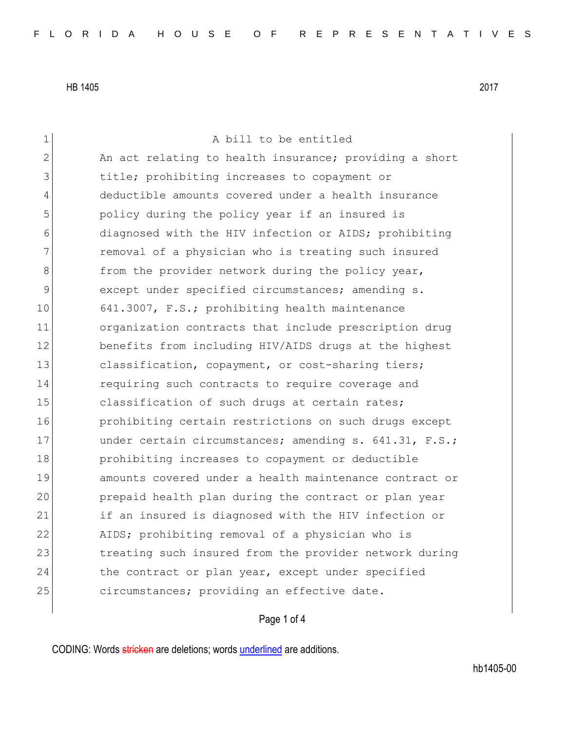HB 1405 2017

A bill to be entitled

An act relating to health insurance; providing a short title; prohibiting increases to copayment or deductible amounts covered under a health insurance policy during the policy year if an insured is diagnosed with the HIV infection or AIDS; prohibiting removal of a physician who is treating such insured from the provider network during the policy year, except under specified circumstances; amending s. 641.3007, F.S.; prohibiting health maintenance organization contracts that include prescription drug benefits from including HIV/AIDS drugs at the highest classification, copayment, or cost-sharing tiers; requiring such contracts to require coverage and classification of such drugs at certain rates; prohibiting certain restrictions on such drugs except under certain circumstances; amending s. 641.31, F.S.; prohibiting increases to copayment or deductible amounts covered under a health maintenance contract or prepaid health plan during the contract or plan year if an insured is diagnosed with the HIV infection or AIDS; prohibiting removal of a physician who is treating such insured from the provider network during the contract or plan year, except under specified circumstances; providing an effective date.

CODING: Words stricken are deletions; words underlined are additions.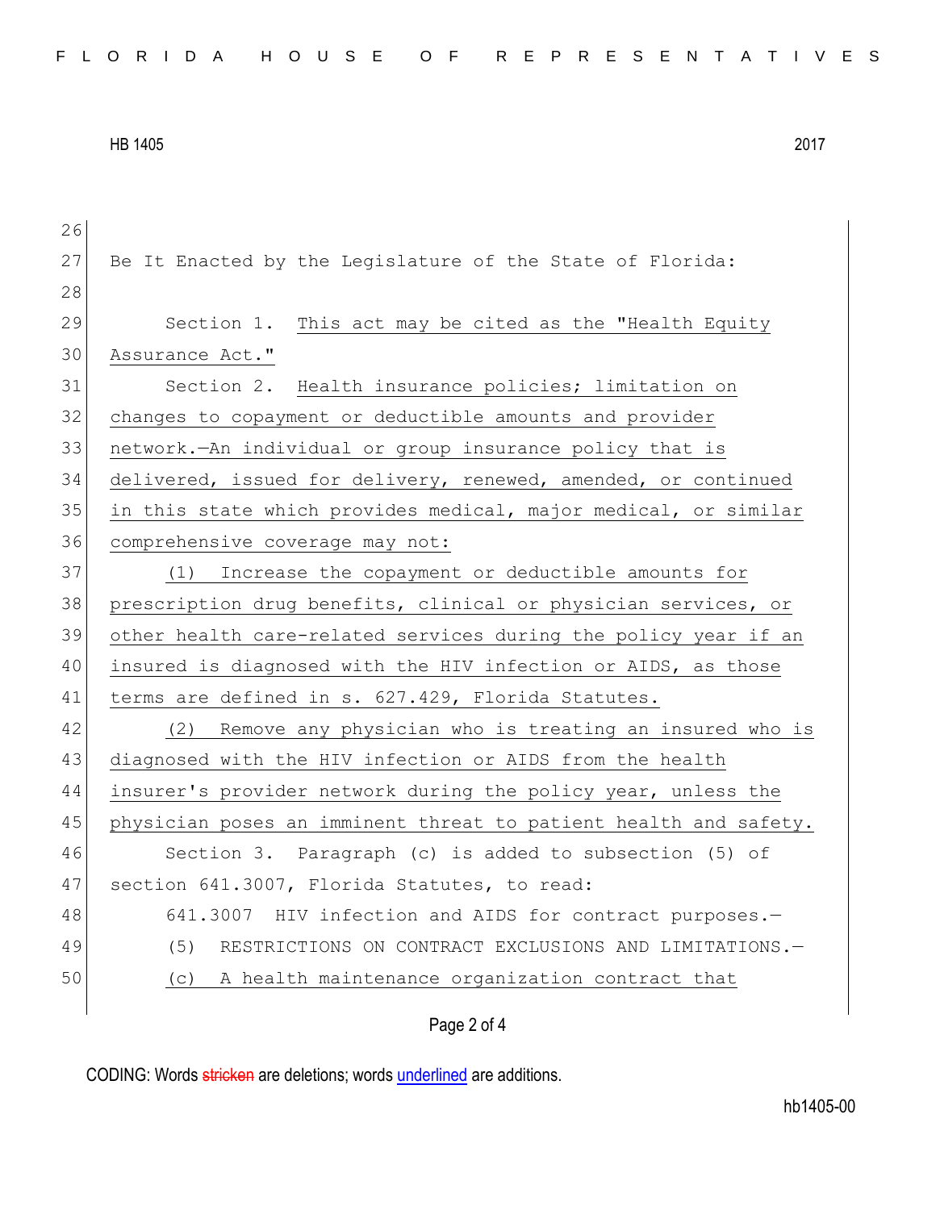Be It Enacted by the Legislature of the State of Florida:

Section 1. This act may be cited as the "Health Equity Assurance Act."

Section 2. Health insurance policies; limitation on changes to copayment or deductible amounts and provider network.—An individual or group insurance policy that is delivered, issued for delivery, renewed, amended, or continued in this state which provides medical, major medical, or similar comprehensive coverage may not:

(1) Increase the copayment or deductible amounts for prescription drug benefits, clinical or physician services, or other health care-related services during the policy year if an insured is diagnosed with the HIV infection or AIDS, as those terms are defined in s. 627.429, Florida Statutes.

(2) Remove any physician who is treating an insured who is diagnosed with the HIV infection or AIDS from the health insurer's provider network during the policy year, unless the physician poses an imminent threat to patient health and safety.

Section 3. Paragraph (c) is added to subsection (5) of section 641.3007, Florida Statutes, to read:

641.3007 HIV infection and AIDS for contract purposes.—

(5) RESTRICTIONS ON CONTRACT EXCLUSIONS AND LIMITATIONS.—

(c) A health maintenance organization contract that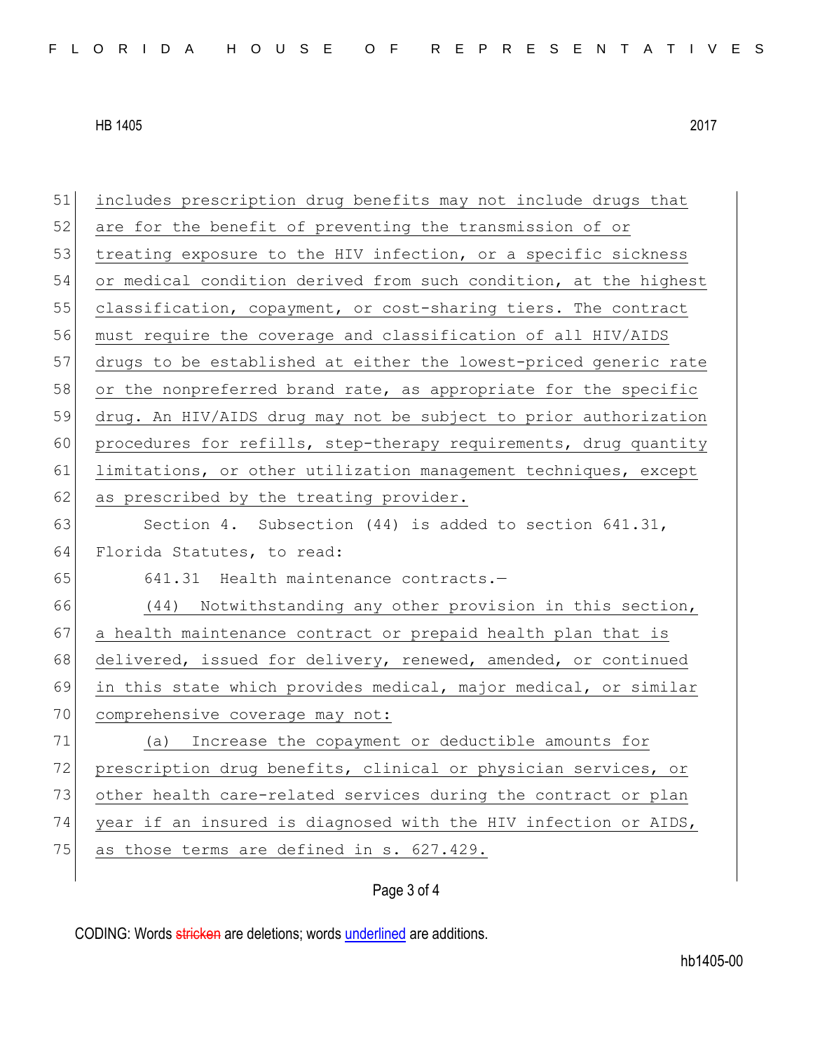includes prescription drug benefits may not include drugs that are for the benefit of preventing the transmission of or treating exposure to the HIV infection, or a specific sickness or medical condition derived from such condition, at the highest classification, copayment, or cost-sharing tiers. The contract must require the coverage and classification of all HIV/AIDS drugs to be established at either the lowest-priced generic rate or the nonpreferred brand rate, as appropriate for the specific drug. An HIV/AIDS drug may not be subject to prior authorization procedures for refills, step-therapy requirements, drug quantity limitations, or other utilization management techniques, except as prescribed by the treating provider.

Section 4. Subsection (44) is added to section 641.31, Florida Statutes, to read:

641.31 Health maintenance contracts.—

(44) Notwithstanding any other provision in this section, a health maintenance contract or prepaid health plan that is delivered, issued for delivery, renewed, amended, or continued in this state which provides medical, major medical, or similar comprehensive coverage may not:

(a) Increase the copayment or deductible amounts for prescription drug benefits, clinical or physician services, or other health care-related services during the contract or plan year if an insured is diagnosed with the HIV infection or AIDS, as those terms are defined in s. 627.429.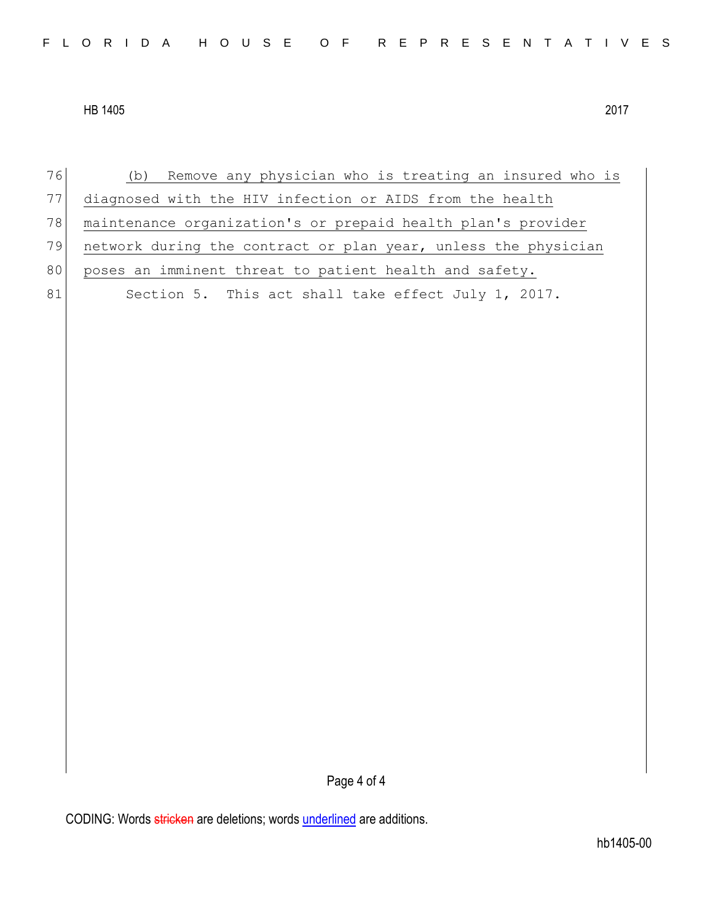(b) Remove any physician who is treating an insured who is diagnosed with the HIV infection or AIDS from the health maintenance organization's or prepaid health plan's provider network during the contract or plan year, unless the physician poses an imminent threat to patient health and safety.

Section 5. This act shall take effect July 1, 2017.

CODING: Words stricken are deletions; words underlined are additions.